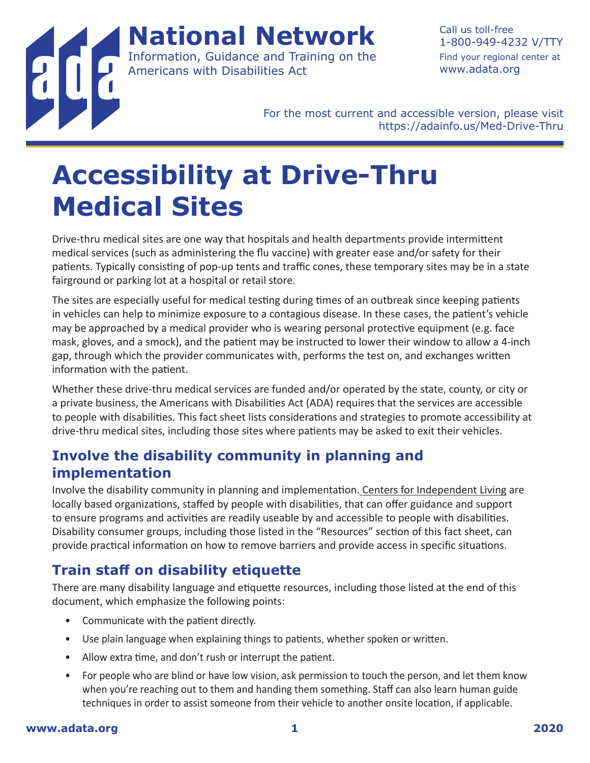# National Network

Information, Guidance and Training on the Americans with Disabilities Act

Call us toll-free 1-800-949-4232 V/TTY
Find your regional center at www.adata.org

For the most current and accessible version, please visit https://adainfo.us/Med-Drive-Thru

# Accessibility at Drive-Thru Medical Sites

Drive-thru medical sites are one way that hospitals and health departments provide intermittent medical services (such as administering the flu vaccine) with greater ease and/or safety for their patients. Typically consisting of pop-up tents and traffic cones, these temporary sites may be in a state fairground or parking lot at a hospital or retail store.

The sites are especially useful for medical testing during times of an outbreak since keeping patients in vehicles can help to minimize exposure to a contagious disease. In these cases, the patient's vehicle may be approached by a medical provider who is wearing personal protective equipment (e.g. face mask, gloves, and a smock), and the patient may be instructed to lower their window to allow a 4-inch gap, through which the provider communicates with, performs the test on, and exchanges written information with the patient.

Whether these drive-thru medical services are funded and/or operated by the state, county, or city or a private business, the Americans with Disabilities Act (ADA) requires that the services are accessible to people with disabilities. This fact sheet lists considerations and strategies to promote accessibility at drive-thru medical sites, including those sites where patients may be asked to exit their vehicles.

## Involve the disability community in planning and implementation

Involve the disability community in planning and implementation. Centers for Independent Living are locally based organizations, staffed by people with disabilities, that can offer guidance and support to ensure programs and activities are readily useable by and accessible to people with disabilities. Disability consumer groups, including those listed in the "Resources" section of this fact sheet, can provide practical information on how to remove barriers and provide access in specific situations.

## Train staff on disability etiquette

There are many disability language and etiquette resources, including those listed at the end of this document, which emphasize the following points:

- Communicate with the patient directly.
- Use plain language when explaining things to patients, whether spoken or written.
- Allow extra time, and don't rush or interrupt the patient.
- For people who are blind or have low vision, ask permission to touch the person, and let them know when you're reaching out to them and handing them something. Staff can also learn human guide techniques in order to assist someone from their vehicle to another onsite location, if applicable.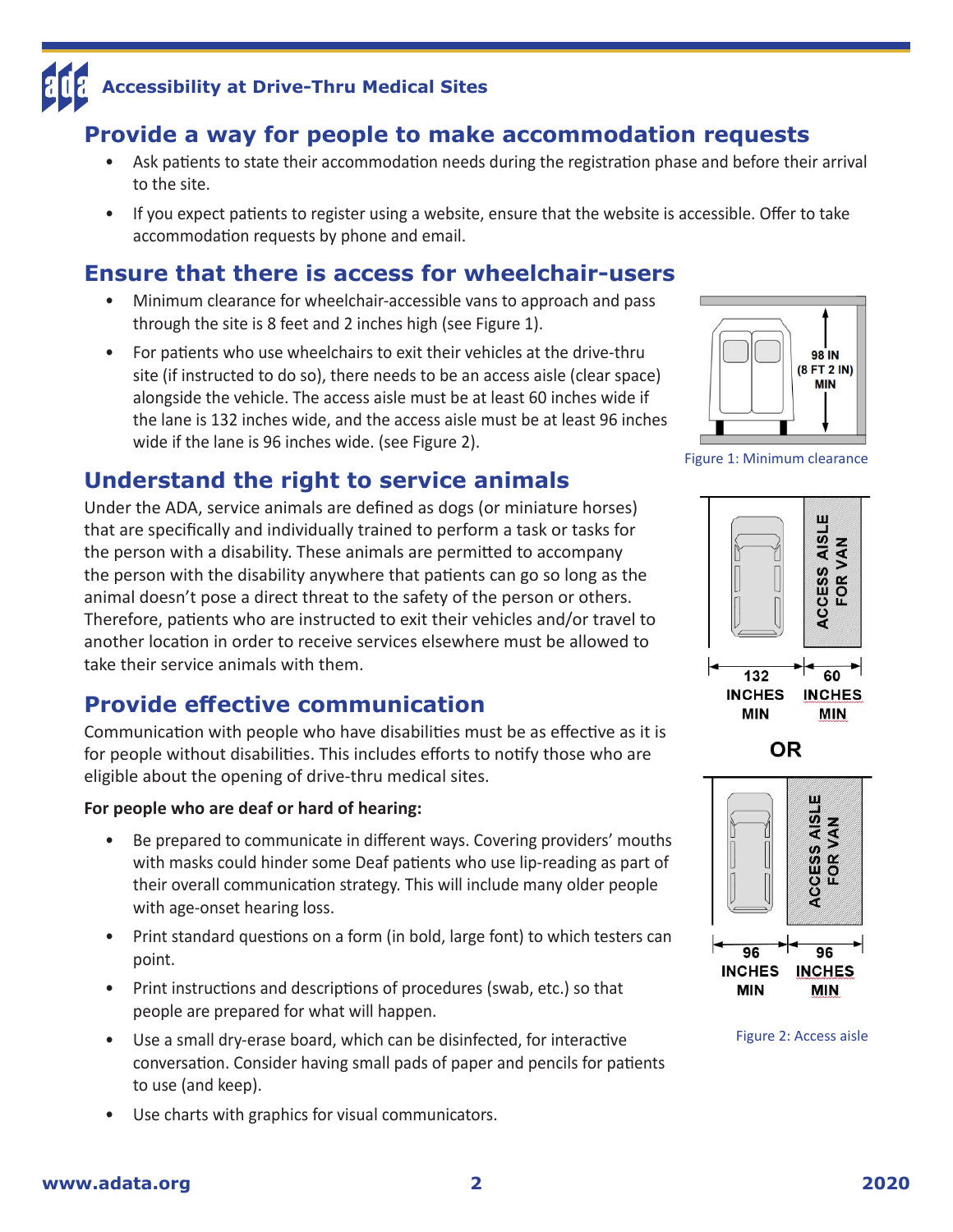## Provide a way for people to make accommodation requests

- Ask patients to state their accommodation needs during the registration phase and before their arrival to the site.
- If you expect patients to register using a website, ensure that the website is accessible. Offer to take accommodation requests by phone and email.

## Ensure that there is access for wheelchair-users

- Minimum clearance for wheelchair-accessible vans to approach and pass through the site is 8 feet and 2 inches high (see Figure 1).
- For patients who use wheelchairs to exit their vehicles at the drive-thru site (if instructed to do so), there needs to be an access aisle (clear space) alongside the vehicle. The access aisle must be at least 60 inches wide if the lane is 132 inches wide, and the access aisle must be at least 96 inches wide if the lane is 96 inches wide. (see Figure 2).

98 IN (8 FT 2 IN) MIN

Figure 1: Minimum clearance

ACCESS AISLE FOR VAN

132 INCHES MIN | 60 INCHES MIN

OR

ACCESS AISLE FOR VAN

96 INCHES MIN | 96 INCHES MIN

Figure 2: Access aisle

## Understand the right to service animals

Under the ADA, service animals are defined as dogs (or miniature horses) that are specifically and individually trained to perform a task or tasks for the person with a disability. These animals are permitted to accompany the person with the disability anywhere that patients can go so long as the animal doesn't pose a direct threat to the safety of the person or others. Therefore, patients who are instructed to exit their vehicles and/or travel to another location in order to receive services elsewhere must be allowed to take their service animals with them.

## Provide effective communication

Communication with people who have disabilities must be as effective as it is for people without disabilities. This includes efforts to notify those who are eligible about the opening of drive-thru medical sites.

**For people who are deaf or hard of hearing:**

- Be prepared to communicate in different ways. Covering providers' mouths with masks could hinder some Deaf patients who use lip-reading as part of their overall communication strategy. This will include many older people with age-onset hearing loss.
- Print standard questions on a form (in bold, large font) to which testers can point.
- Print instructions and descriptions of procedures (swab, etc.) so that people are prepared for what will happen.
- Use a small dry-erase board, which can be disinfected, for interactive conversation. Consider having small pads of paper and pencils for patients to use (and keep).
- Use charts with graphics for visual communicators.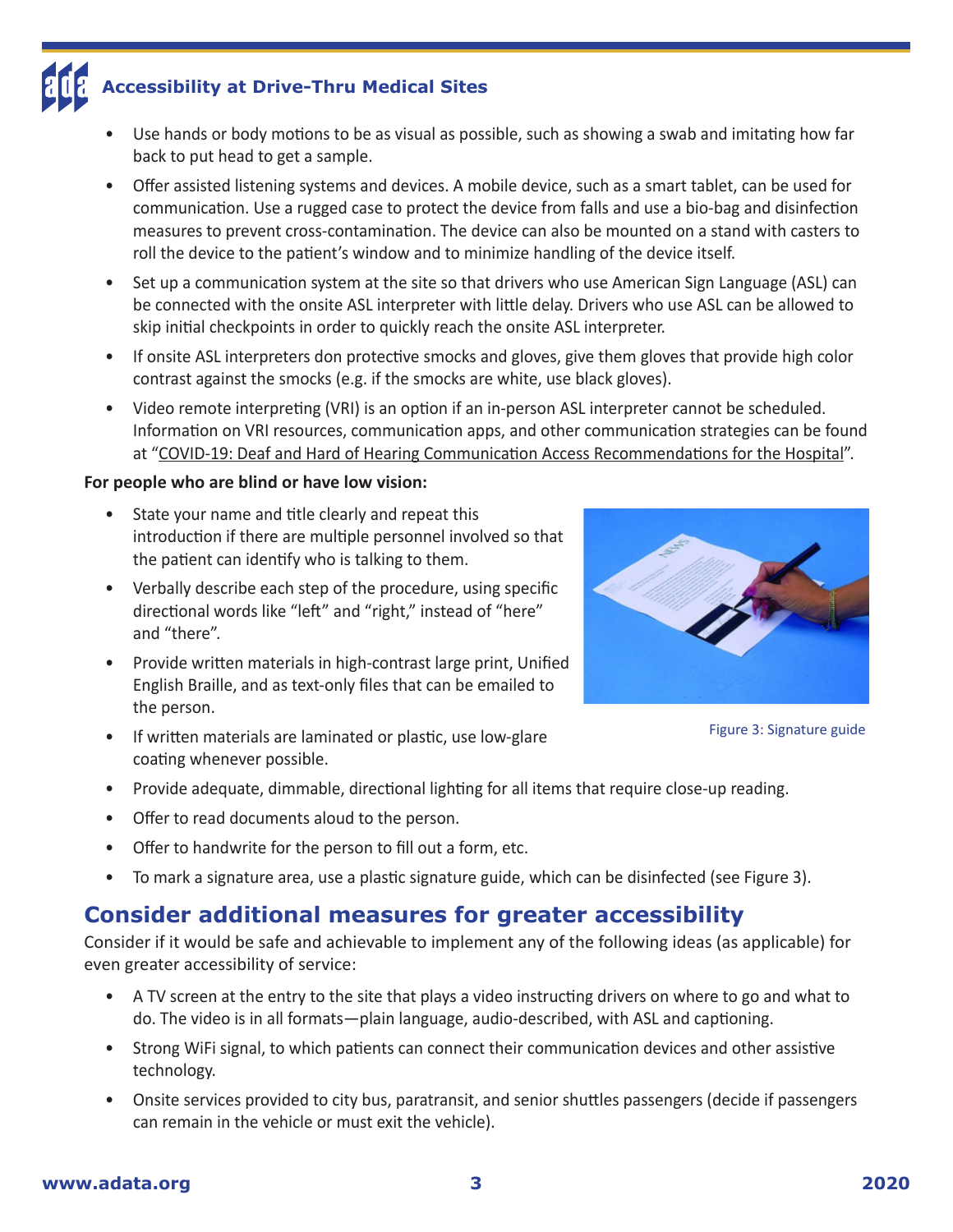- Use hands or body motions to be as visual as possible, such as showing a swab and imitating how far back to put head to get a sample.
- Offer assisted listening systems and devices. A mobile device, such as a smart tablet, can be used for communication. Use a rugged case to protect the device from falls and use a bio-bag and disinfection measures to prevent cross-contamination. The device can also be mounted on a stand with casters to roll the device to the patient's window and to minimize handling of the device itself.
- Set up a communication system at the site so that drivers who use American Sign Language (ASL) can be connected with the onsite ASL interpreter with little delay. Drivers who use ASL can be allowed to skip initial checkpoints in order to quickly reach the onsite ASL interpreter.
- If onsite ASL interpreters don protective smocks and gloves, give them gloves that provide high color contrast against the smocks (e.g. if the smocks are white, use black gloves).
- Video remote interpreting (VRI) is an option if an in-person ASL interpreter cannot be scheduled. Information on VRI resources, communication apps, and other communication strategies can be found at "COVID-19: Deaf and Hard of Hearing Communication Access Recommendations for the Hospital".

**For people who are blind or have low vision:**

- State your name and title clearly and repeat this introduction if there are multiple personnel involved so that the patient can identify who is talking to them.
- Verbally describe each step of the procedure, using specific directional words like "left" and "right," instead of "here" and "there".
- Provide written materials in high-contrast large print, Unified English Braille, and as text-only files that can be emailed to the person.
- If written materials are laminated or plastic, use low-glare coating whenever possible.
- Provide adequate, dimmable, directional lighting for all items that require close-up reading.
- Offer to read documents aloud to the person.
- Offer to handwrite for the person to fill out a form, etc.
- To mark a signature area, use a plastic signature guide, which can be disinfected (see Figure 3).

Figure 3: Signature guide

## Consider additional measures for greater accessibility

Consider if it would be safe and achievable to implement any of the following ideas (as applicable) for even greater accessibility of service:

- A TV screen at the entry to the site that plays a video instructing drivers on where to go and what to do. The video is in all formats—plain language, audio-described, with ASL and captioning.
- Strong WiFi signal, to which patients can connect their communication devices and other assistive technology.
- Onsite services provided to city bus, paratransit, and senior shuttles passengers (decide if passengers can remain in the vehicle or must exit the vehicle).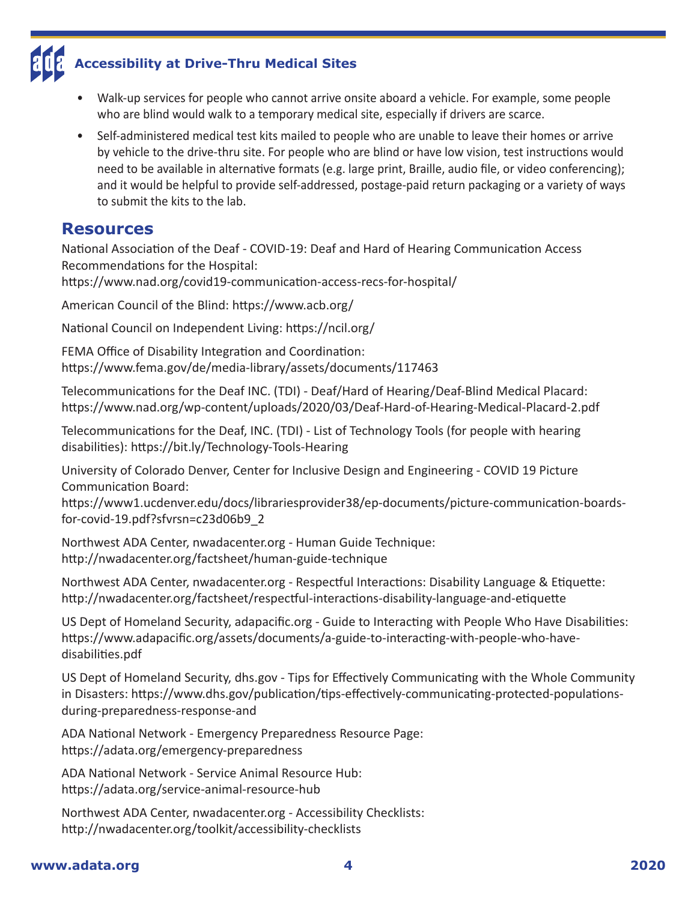- Walk-up services for people who cannot arrive onsite aboard a vehicle. For example, some people who are blind would walk to a temporary medical site, especially if drivers are scarce.
- Self-administered medical test kits mailed to people who are unable to leave their homes or arrive by vehicle to the drive-thru site. For people who are blind or have low vision, test instructions would need to be available in alternative formats (e.g. large print, Braille, audio file, or video conferencing); and it would be helpful to provide self-addressed, postage-paid return packaging or a variety of ways to submit the kits to the lab.

## Resources

National Association of the Deaf - COVID-19: Deaf and Hard of Hearing Communication Access Recommendations for the Hospital:
https://www.nad.org/covid19-communication-access-recs-for-hospital/

American Council of the Blind: https://www.acb.org/

National Council on Independent Living: https://ncil.org/

FEMA Office of Disability Integration and Coordination:
https://www.fema.gov/de/media-library/assets/documents/117463

Telecommunications for the Deaf INC. (TDI) - Deaf/Hard of Hearing/Deaf-Blind Medical Placard:
https://www.nad.org/wp-content/uploads/2020/03/Deaf-Hard-of-Hearing-Medical-Placard-2.pdf

Telecommunications for the Deaf, INC. (TDI) - List of Technology Tools (for people with hearing disabilities): https://bit.ly/Technology-Tools-Hearing

University of Colorado Denver, Center for Inclusive Design and Engineering - COVID 19 Picture Communication Board:
https://www1.ucdenver.edu/docs/librariesprovider38/ep-documents/picture-communication-boards-for-covid-19.pdf?sfvrsn=c23d06b9_2

Northwest ADA Center, nwadacenter.org - Human Guide Technique:
http://nwadacenter.org/factsheet/human-guide-technique

Northwest ADA Center, nwadacenter.org - Respectful Interactions: Disability Language & Etiquette:
http://nwadacenter.org/factsheet/respectful-interactions-disability-language-and-etiquette

US Dept of Homeland Security, adapacific.org - Guide to Interacting with People Who Have Disabilities:
https://www.adapacific.org/assets/documents/a-guide-to-interacting-with-people-who-have-disabilities.pdf

US Dept of Homeland Security, dhs.gov - Tips for Effectively Communicating with the Whole Community in Disasters: https://www.dhs.gov/publication/tips-effectively-communicating-protected-populations-during-preparedness-response-and

ADA National Network - Emergency Preparedness Resource Page:
https://adata.org/emergency-preparedness

ADA National Network - Service Animal Resource Hub:
https://adata.org/service-animal-resource-hub

Northwest ADA Center, nwadacenter.org - Accessibility Checklists:
http://nwadacenter.org/toolkit/accessibility-checklists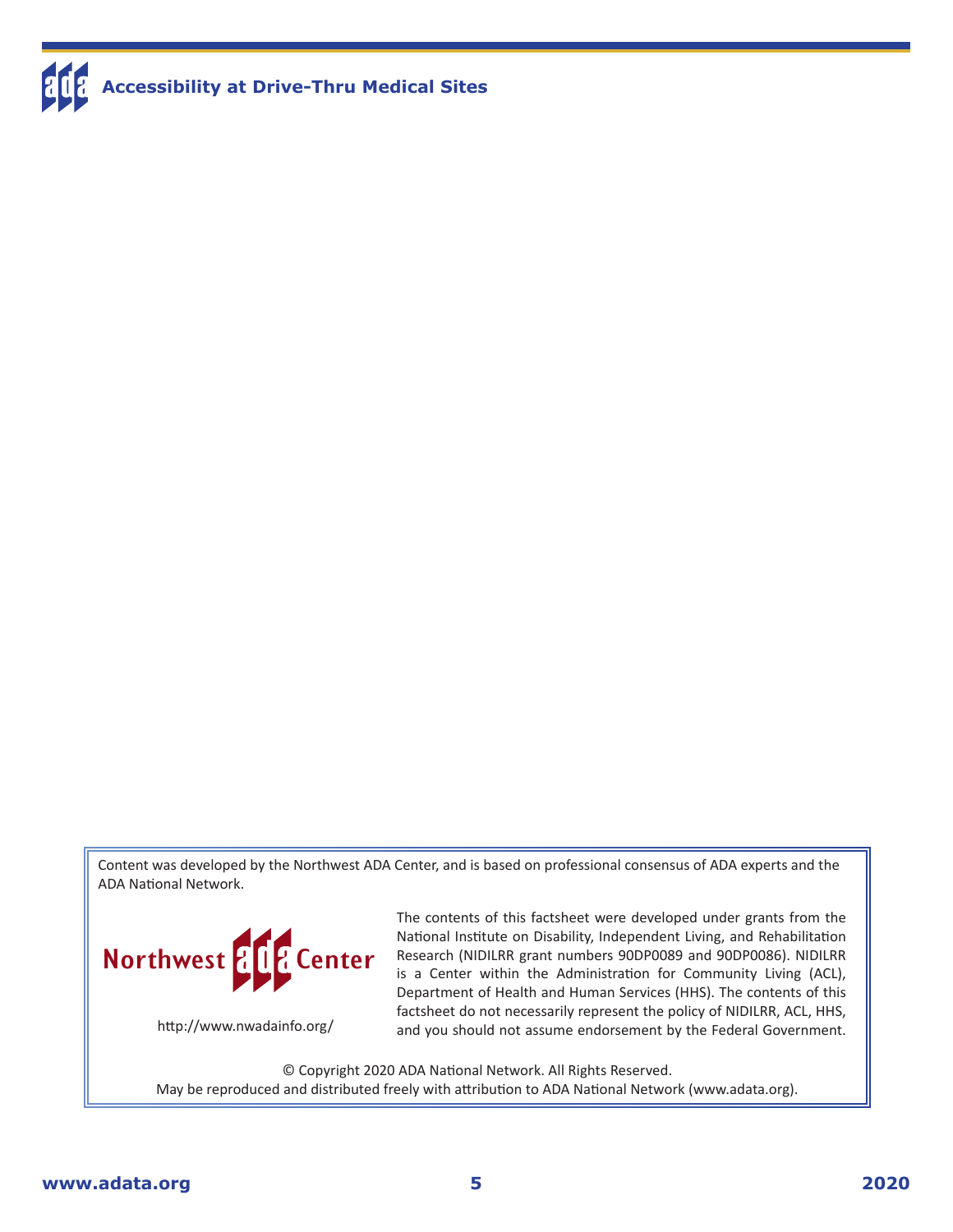Content was developed by the Northwest ADA Center, and is based on professional consensus of ADA experts and the ADA National Network.

Northwest ADA Center

http://www.nwadainfo.org/

The contents of this factsheet were developed under grants from the National Institute on Disability, Independent Living, and Rehabilitation Research (NIDILRR grant numbers 90DP0089 and 90DP0086). NIDILRR is a Center within the Administration for Community Living (ACL), Department of Health and Human Services (HHS). The contents of this factsheet do not necessarily represent the policy of NIDILRR, ACL, HHS, and you should not assume endorsement by the Federal Government.

© Copyright 2020 ADA National Network. All Rights Reserved.
May be reproduced and distributed freely with attribution to ADA National Network (www.adata.org).